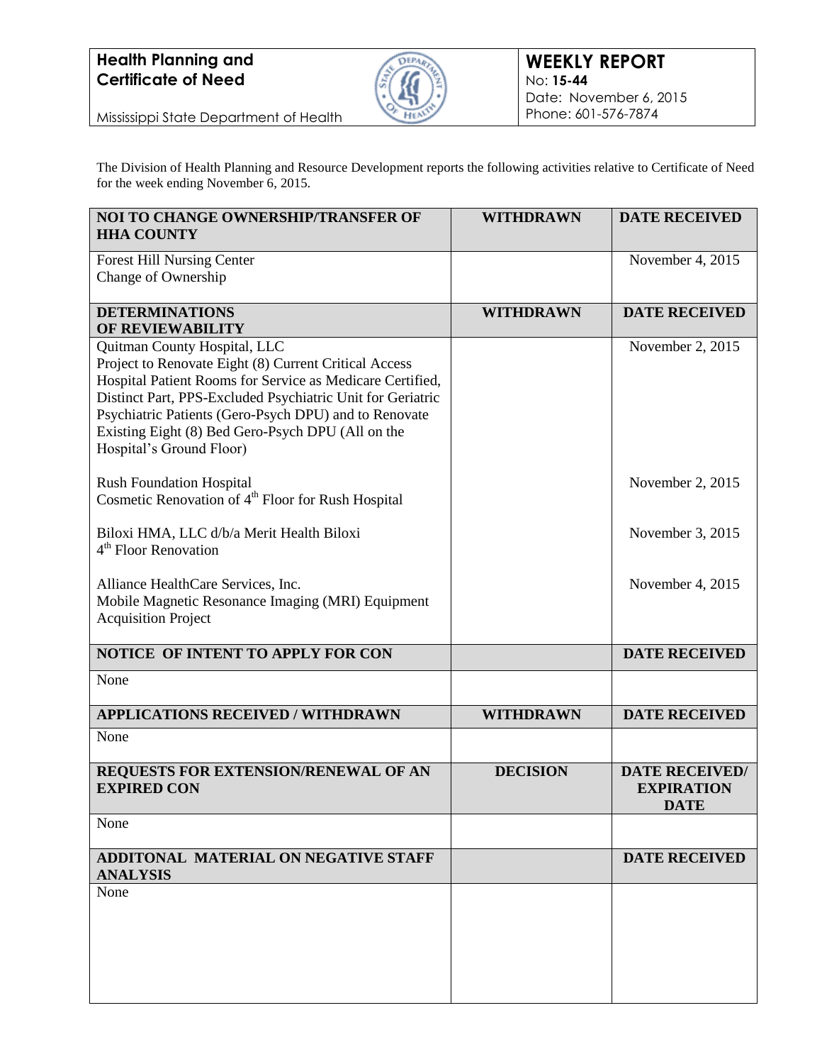**Health Planning and Certificate of Need**

Mississippi State Department of Health

# WEEKLY REPORT

No: **15-44**
Date: November 6, 2015
Phone: 601-576-7874

The Division of Health Planning and Resource Development reports the following activities relative to Certificate of Need for the week ending November 6, 2015.

| NOI TO CHANGE OWNERSHIP/TRANSFER OF HHA COUNTY | WITHDRAWN | DATE RECEIVED |
|---|---|---|
| Forest Hill Nursing Center<br>Change of Ownership | | November 4, 2015 |
| **DETERMINATIONS OF REVIEWABILITY** | **WITHDRAWN** | **DATE RECEIVED** |
| Quitman County Hospital, LLC<br>Project to Renovate Eight (8) Current Critical Access Hospital Patient Rooms for Service as Medicare Certified, Distinct Part, PPS-Excluded Psychiatric Unit for Geriatric Psychiatric Patients (Gero-Psych DPU) and to Renovate Existing Eight (8) Bed Gero-Psych DPU (All on the Hospital's Ground Floor) | | November 2, 2015 |
| Rush Foundation Hospital<br>Cosmetic Renovation of 4th Floor for Rush Hospital | | November 2, 2015 |
| Biloxi HMA, LLC d/b/a Merit Health Biloxi<br>4th Floor Renovation | | November 3, 2015 |
| Alliance HealthCare Services, Inc.<br>Mobile Magnetic Resonance Imaging (MRI) Equipment Acquisition Project | | November 4, 2015 |
| **NOTICE OF INTENT TO APPLY FOR CON** | | **DATE RECEIVED** |
| None | | |
| **APPLICATIONS RECEIVED / WITHDRAWN** | **WITHDRAWN** | **DATE RECEIVED** |
| None | | |
| **REQUESTS FOR EXTENSION/RENEWAL OF AN EXPIRED CON** | **DECISION** | **DATE RECEIVED/ EXPIRATION DATE** |
| None | | |
| **ADDITONAL MATERIAL ON NEGATIVE STAFF ANALYSIS** | | **DATE RECEIVED** |
| None | | |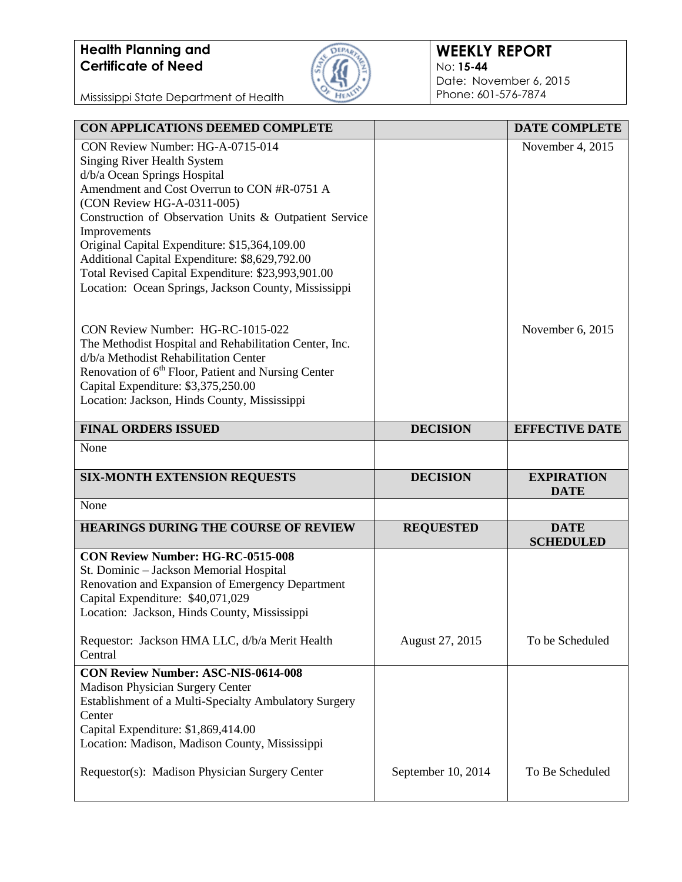**Health Planning and Certificate of Need**

Mississippi State Department of Health

**WEEKLY REPORT**
No: **15-44**
Date: November 6, 2015
Phone: 601-576-7874

| **CON APPLICATIONS DEEMED COMPLETE** | | **DATE COMPLETE** |
|---|---|---|
| CON Review Number: HG-A-0715-014<br>Singing River Health System<br>d/b/a Ocean Springs Hospital<br>Amendment and Cost Overrun to CON #R-0751 A<br>(CON Review HG-A-0311-005)<br>Construction of Observation Units & Outpatient Service Improvements<br>Original Capital Expenditure: $15,364,109.00<br>Additional Capital Expenditure: $8,629,792.00<br>Total Revised Capital Expenditure: $23,993,901.00<br>Location: Ocean Springs, Jackson County, Mississippi | | November 4, 2015 |
| CON Review Number: HG-RC-1015-022<br>The Methodist Hospital and Rehabilitation Center, Inc.<br>d/b/a Methodist Rehabilitation Center<br>Renovation of 6th Floor, Patient and Nursing Center<br>Capital Expenditure: $3,375,250.00<br>Location: Jackson, Hinds County, Mississippi | | November 6, 2015 |
| **FINAL ORDERS ISSUED** | **DECISION** | **EFFECTIVE DATE** |
| None | | |
| **SIX-MONTH EXTENSION REQUESTS** | **DECISION** | **EXPIRATION DATE** |
| None | | |
| **HEARINGS DURING THE COURSE OF REVIEW** | **REQUESTED** | **DATE SCHEDULED** |
| **CON Review Number: HG-RC-0515-008**<br>St. Dominic – Jackson Memorial Hospital<br>Renovation and Expansion of Emergency Department<br>Capital Expenditure: $40,071,029<br>Location: Jackson, Hinds County, Mississippi<br><br>Requestor: Jackson HMA LLC, d/b/a Merit Health Central | August 27, 2015 | To be Scheduled |
| **CON Review Number: ASC-NIS-0614-008**<br>Madison Physician Surgery Center<br>Establishment of a Multi-Specialty Ambulatory Surgery Center<br>Capital Expenditure: $1,869,414.00<br>Location: Madison, Madison County, Mississippi<br><br>Requestor(s): Madison Physician Surgery Center | September 10, 2014 | To Be Scheduled |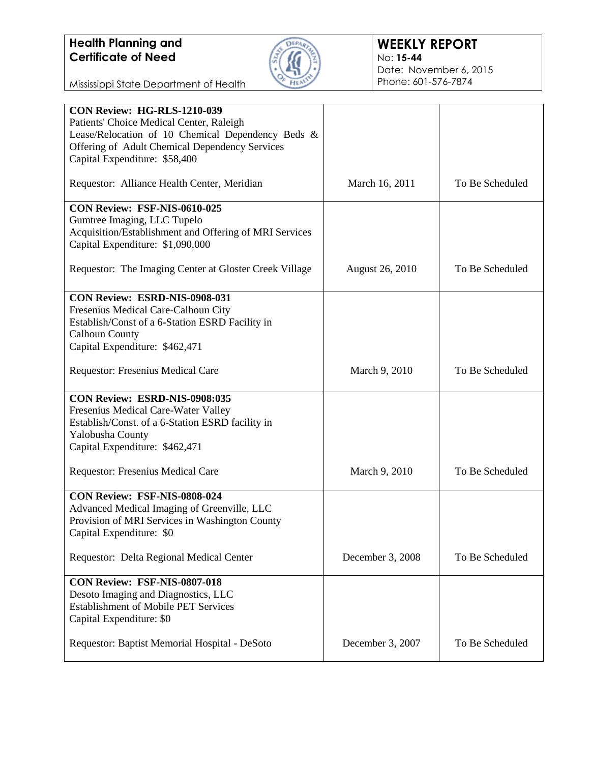**Health Planning and Certificate of Need**

Mississippi State Department of Health

**WEEKLY REPORT**
No: **15-44**
Date: November 6, 2015
Phone: 601-576-7874

| | | |
|---|---|---|
| **CON Review: HG-RLS-1210-039**<br>Patients' Choice Medical Center, Raleigh<br>Lease/Relocation of 10 Chemical Dependency Beds & Offering of Adult Chemical Dependency Services<br>Capital Expenditure: $58,400<br><br>Requestor: Alliance Health Center, Meridian | March 16, 2011 | To Be Scheduled |
| **CON Review: FSF-NIS-0610-025**<br>Gumtree Imaging, LLC Tupelo<br>Acquisition/Establishment and Offering of MRI Services<br>Capital Expenditure: $1,090,000<br><br>Requestor: The Imaging Center at Gloster Creek Village | August 26, 2010 | To Be Scheduled |
| **CON Review: ESRD-NIS-0908-031**<br>Fresenius Medical Care-Calhoun City<br>Establish/Const of a 6-Station ESRD Facility in Calhoun County<br>Capital Expenditure: $462,471<br><br>Requestor: Fresenius Medical Care | March 9, 2010 | To Be Scheduled |
| **CON Review: ESRD-NIS-0908:035**<br>Fresenius Medical Care-Water Valley<br>Establish/Const. of a 6-Station ESRD facility in Yalobusha County<br>Capital Expenditure: $462,471<br><br>Requestor: Fresenius Medical Care | March 9, 2010 | To Be Scheduled |
| **CON Review: FSF-NIS-0808-024**<br>Advanced Medical Imaging of Greenville, LLC<br>Provision of MRI Services in Washington County<br>Capital Expenditure: $0<br><br>Requestor: Delta Regional Medical Center | December 3, 2008 | To Be Scheduled |
| **CON Review: FSF-NIS-0807-018**<br>Desoto Imaging and Diagnostics, LLC<br>Establishment of Mobile PET Services<br>Capital Expenditure: $0<br><br>Requestor: Baptist Memorial Hospital - DeSoto | December 3, 2007 | To Be Scheduled |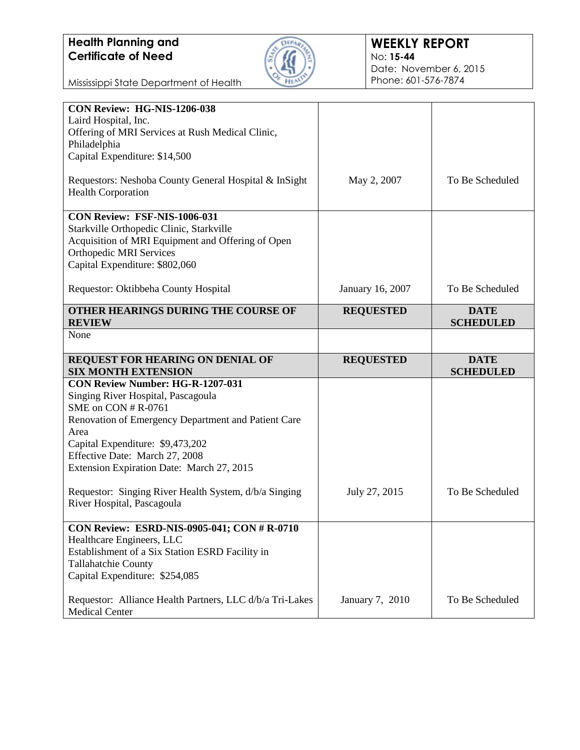| | | |
|---|---|---|
| **CON Review: HG-NIS-1206-038**<br>Laird Hospital, Inc.<br>Offering of MRI Services at Rush Medical Clinic, Philadelphia<br>Capital Expenditure: $14,500<br><br>Requestors: Neshoba County General Hospital & InSight Health Corporation | May 2, 2007 | To Be Scheduled |
| **CON Review: FSF-NIS-1006-031**<br>Starkville Orthopedic Clinic, Starkville<br>Acquisition of MRI Equipment and Offering of Open Orthopedic MRI Services<br>Capital Expenditure: $802,060<br><br>Requestor: Oktibbeha County Hospital | January 16, 2007 | To Be Scheduled |
| **OTHER HEARINGS DURING THE COURSE OF REVIEW** | **REQUESTED** | **DATE SCHEDULED** |
| None | | |
| **REQUEST FOR HEARING ON DENIAL OF SIX MONTH EXTENSION** | **REQUESTED** | **DATE SCHEDULED** |
| **CON Review Number: HG-R-1207-031**<br>Singing River Hospital, Pascagoula<br>SME on CON # R-0761<br>Renovation of Emergency Department and Patient Care Area<br>Capital Expenditure: $9,473,202<br>Effective Date: March 27, 2008<br>Extension Expiration Date: March 27, 2015<br><br>Requestor: Singing River Health System, d/b/a Singing River Hospital, Pascagoula | July 27, 2015 | To Be Scheduled |
| **CON Review: ESRD-NIS-0905-041; CON # R-0710**<br>Healthcare Engineers, LLC<br>Establishment of a Six Station ESRD Facility in Tallahatchie County<br>Capital Expenditure: $254,085<br><br>Requestor: Alliance Health Partners, LLC d/b/a Tri-Lakes Medical Center | January 7, 2010 | To Be Scheduled |